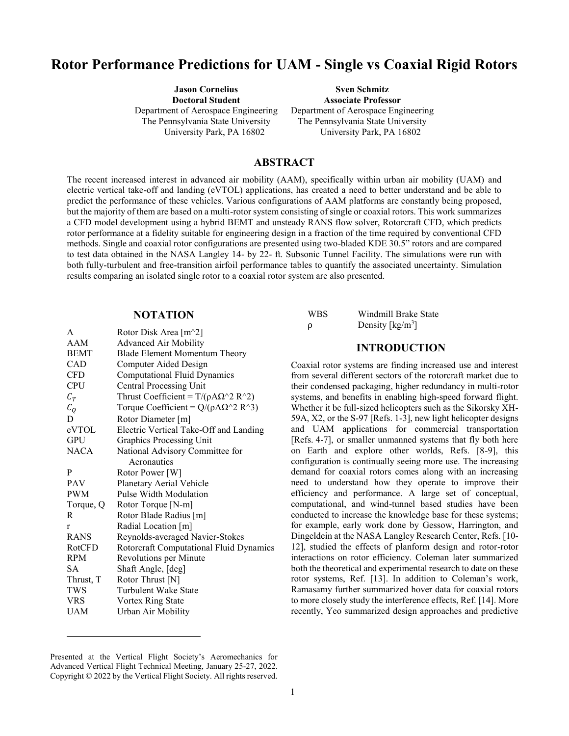# Rotor Performance Predictions for UAM - Single vs Coaxial Rigid Rotors

**Jason Cornelius**
**Doctoral Student**
Department of Aerospace Engineering
The Pennsylvania State University
University Park, PA 16802

**Sven Schmitz**
**Associate Professor**
Department of Aerospace Engineering
The Pennsylvania State University
University Park, PA 16802

## ABSTRACT

The recent increased interest in advanced air mobility (AAM), specifically within urban air mobility (UAM) and electric vertical take-off and landing (eVTOL) applications, has created a need to better understand and be able to predict the performance of these vehicles. Various configurations of AAM platforms are constantly being proposed, but the majority of them are based on a multi-rotor system consisting of single or coaxial rotors. This work summarizes a CFD model development using a hybrid BEMT and unsteady RANS flow solver, Rotorcraft CFD, which predicts rotor performance at a fidelity suitable for engineering design in a fraction of the time required by conventional CFD methods. Single and coaxial rotor configurations are presented using two-bladed KDE 30.5" rotors and are compared to test data obtained in the NASA Langley 14- by 22- ft. Subsonic Tunnel Facility. The simulations were run with both fully-turbulent and free-transition airfoil performance tables to quantify the associated uncertainty. Simulation results comparing an isolated single rotor to a coaxial rotor system are also presented.

## NOTATION

| | |
|---|---|
| A | Rotor Disk Area [m^2] |
| AAM | Advanced Air Mobility |
| BEMT | Blade Element Momentum Theory |
| CAD | Computer Aided Design |
| CFD | Computational Fluid Dynamics |
| CPU | Central Processing Unit |
| $C_T$ | Thrust Coefficient = T/(ρAΩ^2 R^2) |
| $C_Q$ | Torque Coefficient = Q/(ρAΩ^2 R^3) |
| D | Rotor Diameter [m] |
| eVTOL | Electric Vertical Take-Off and Landing |
| GPU | Graphics Processing Unit |
| NACA | National Advisory Committee for Aeronautics |
| P | Rotor Power [W] |
| PAV | Planetary Aerial Vehicle |
| PWM | Pulse Width Modulation |
| Torque, Q | Rotor Torque [N-m] |
| R | Rotor Blade Radius [m] |
| r | Radial Location [m] |
| RANS | Reynolds-averaged Navier-Stokes |
| RotCFD | Rotorcraft Computational Fluid Dynamics |
| RPM | Revolutions per Minute |
| SA | Shaft Angle, [deg] |
| Thrust, T | Rotor Thrust [N] |
| TWS | Turbulent Wake State |
| VRS | Vortex Ring State |
| UAM | Urban Air Mobility |
| WBS | Windmill Brake State |
| ρ | Density [kg/m$^3$] |

## INTRODUCTION

Coaxial rotor systems are finding increased use and interest from several different sectors of the rotorcraft market due to their condensed packaging, higher redundancy in multi-rotor systems, and benefits in enabling high-speed forward flight. Whether it be full-sized helicopters such as the Sikorsky XH-59A, X2, or the S-97 [Refs. 1-3], new light helicopter designs and UAM applications for commercial transportation [Refs. 4-7], or smaller unmanned systems that fly both here on Earth and explore other worlds, Refs. [8-9], this configuration is continually seeing more use. The increasing demand for coaxial rotors comes along with an increasing need to understand how they operate to improve their efficiency and performance. A large set of conceptual, computational, and wind-tunnel based studies have been conducted to increase the knowledge base for these systems; for example, early work done by Gessow, Harrington, and Dingeldein at the NASA Langley Research Center, Refs. [10-12], studied the effects of planform design and rotor-rotor interactions on rotor efficiency. Coleman later summarized both the theoretical and experimental research to date on these rotor systems, Ref. [13]. In addition to Coleman's work, Ramasamy further summarized hover data for coaxial rotors to more closely study the interference effects, Ref. [14]. More recently, Yeo summarized design approaches and predictive

Presented at the Vertical Flight Society's Aeromechanics for Advanced Vertical Flight Technical Meeting, January 25-27, 2022. Copyright © 2022 by the Vertical Flight Society. All rights reserved.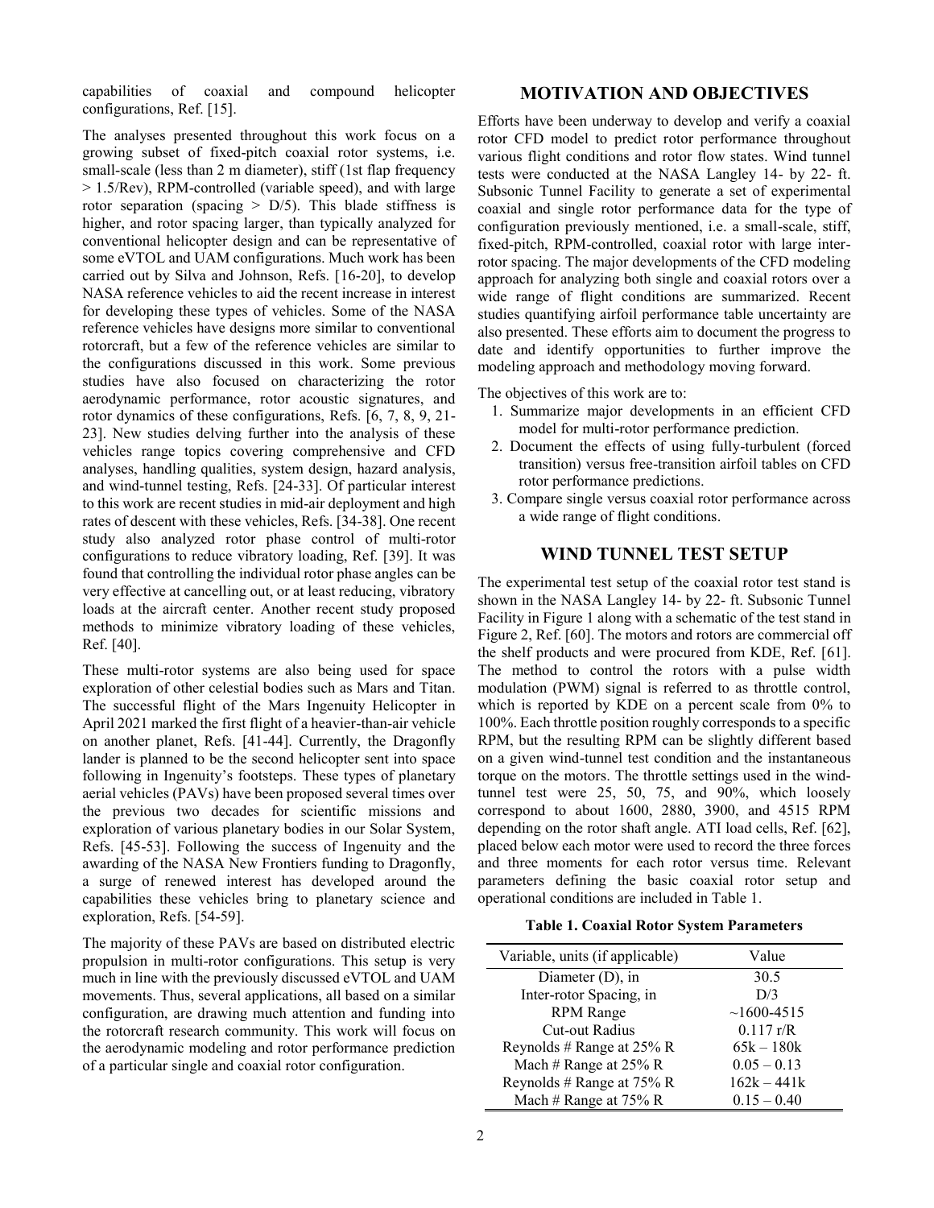capabilities of coaxial and compound helicopter configurations, Ref. [15].

The analyses presented throughout this work focus on a growing subset of fixed-pitch coaxial rotor systems, i.e. small-scale (less than 2 m diameter), stiff (1st flap frequency > 1.5/Rev), RPM-controlled (variable speed), and with large rotor separation (spacing > D/5). This blade stiffness is higher, and rotor spacing larger, than typically analyzed for conventional helicopter design and can be representative of some eVTOL and UAM configurations. Much work has been carried out by Silva and Johnson, Refs. [16-20], to develop NASA reference vehicles to aid the recent increase in interest for developing these types of vehicles. Some of the NASA reference vehicles have designs more similar to conventional rotorcraft, but a few of the reference vehicles are similar to the configurations discussed in this work. Some previous studies have also focused on characterizing the rotor aerodynamic performance, rotor acoustic signatures, and rotor dynamics of these configurations, Refs. [6, 7, 8, 9, 21-23]. New studies delving further into the analysis of these vehicles range topics covering comprehensive and CFD analyses, handling qualities, system design, hazard analysis, and wind-tunnel testing, Refs. [24-33]. Of particular interest to this work are recent studies in mid-air deployment and high rates of descent with these vehicles, Refs. [34-38]. One recent study also analyzed rotor phase control of multi-rotor configurations to reduce vibratory loading, Ref. [39]. It was found that controlling the individual rotor phase angles can be very effective at cancelling out, or at least reducing, vibratory loads at the aircraft center. Another recent study proposed methods to minimize vibratory loading of these vehicles, Ref. [40].

These multi-rotor systems are also being used for space exploration of other celestial bodies such as Mars and Titan. The successful flight of the Mars Ingenuity Helicopter in April 2021 marked the first flight of a heavier-than-air vehicle on another planet, Refs. [41-44]. Currently, the Dragonfly lander is planned to be the second helicopter sent into space following in Ingenuity's footsteps. These types of planetary aerial vehicles (PAVs) have been proposed several times over the previous two decades for scientific missions and exploration of various planetary bodies in our Solar System, Refs. [45-53]. Following the success of Ingenuity and the awarding of the NASA New Frontiers funding to Dragonfly, a surge of renewed interest has developed around the capabilities these vehicles bring to planetary science and exploration, Refs. [54-59].

The majority of these PAVs are based on distributed electric propulsion in multi-rotor configurations. This setup is very much in line with the previously discussed eVTOL and UAM movements. Thus, several applications, all based on a similar configuration, are drawing much attention and funding into the rotorcraft research community. This work will focus on the aerodynamic modeling and rotor performance prediction of a particular single and coaxial rotor configuration.

## MOTIVATION AND OBJECTIVES

Efforts have been underway to develop and verify a coaxial rotor CFD model to predict rotor performance throughout various flight conditions and rotor flow states. Wind tunnel tests were conducted at the NASA Langley 14- by 22- ft. Subsonic Tunnel Facility to generate a set of experimental coaxial and single rotor performance data for the type of configuration previously mentioned, i.e. a small-scale, stiff, fixed-pitch, RPM-controlled, coaxial rotor with large inter-rotor spacing. The major developments of the CFD modeling approach for analyzing both single and coaxial rotors over a wide range of flight conditions are summarized. Recent studies quantifying airfoil performance table uncertainty are also presented. These efforts aim to document the progress to date and identify opportunities to further improve the modeling approach and methodology moving forward.

The objectives of this work are to:

1. Summarize major developments in an efficient CFD model for multi-rotor performance prediction.
2. Document the effects of using fully-turbulent (forced transition) versus free-transition airfoil tables on CFD rotor performance predictions.
3. Compare single versus coaxial rotor performance across a wide range of flight conditions.

## WIND TUNNEL TEST SETUP

The experimental test setup of the coaxial rotor test stand is shown in the NASA Langley 14- by 22- ft. Subsonic Tunnel Facility in Figure 1 along with a schematic of the test stand in Figure 2, Ref. [60]. The motors and rotors are commercial off the shelf products and were procured from KDE, Ref. [61]. The method to control the rotors with a pulse width modulation (PWM) signal is referred to as throttle control, which is reported by KDE on a percent scale from 0% to 100%. Each throttle position roughly corresponds to a specific RPM, but the resulting RPM can be slightly different based on a given wind-tunnel test condition and the instantaneous torque on the motors. The throttle settings used in the wind-tunnel test were 25, 50, 75, and 90%, which loosely correspond to about 1600, 2880, 3900, and 4515 RPM depending on the rotor shaft angle. ATI load cells, Ref. [62], placed below each motor were used to record the three forces and three moments for each rotor versus time. Relevant parameters defining the basic coaxial rotor setup and operational conditions are included in Table 1.

**Table 1. Coaxial Rotor System Parameters**

| Variable, units (if applicable) | Value |
|---|---|
| Diameter (D), in | 30.5 |
| Inter-rotor Spacing, in | D/3 |
| RPM Range | ~1600-4515 |
| Cut-out Radius | 0.117 r/R |
| Reynolds # Range at 25% R | 65k – 180k |
| Mach # Range at 25% R | 0.05 – 0.13 |
| Reynolds # Range at 75% R | 162k – 441k |
| Mach # Range at 75% R | 0.15 – 0.40 |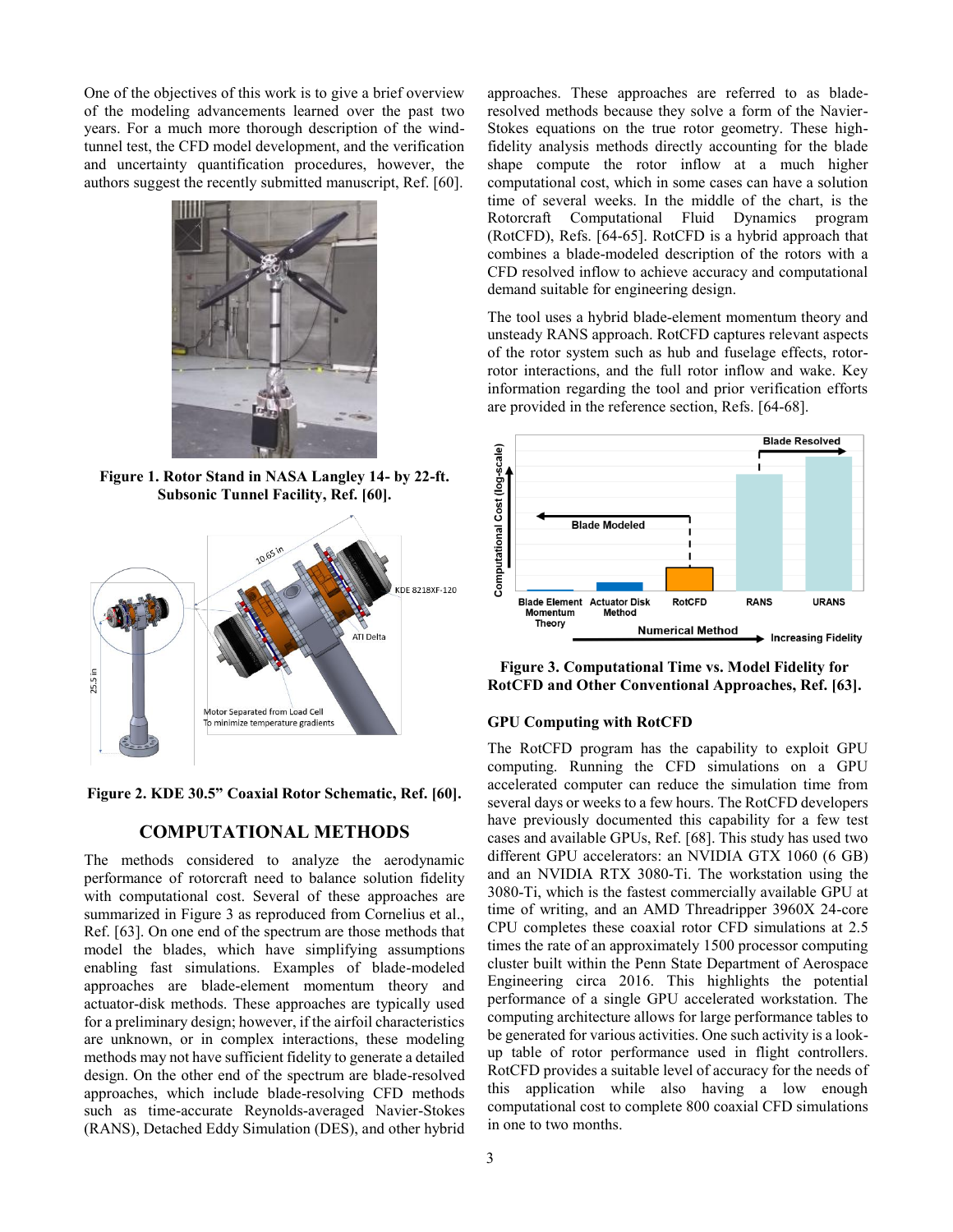One of the objectives of this work is to give a brief overview of the modeling advancements learned over the past two years. For a much more thorough description of the wind-tunnel test, the CFD model development, and the verification and uncertainty quantification procedures, however, the authors suggest the recently submitted manuscript, Ref. [60].

**Figure 1. Rotor Stand in NASA Langley 14- by 22-ft. Subsonic Tunnel Facility, Ref. [60].**

**Figure 2. KDE 30.5" Coaxial Rotor Schematic, Ref. [60].**

## COMPUTATIONAL METHODS

The methods considered to analyze the aerodynamic performance of rotorcraft need to balance solution fidelity with computational cost. Several of these approaches are summarized in Figure 3 as reproduced from Cornelius et al., Ref. [63]. On one end of the spectrum are those methods that model the blades, which have simplifying assumptions enabling fast simulations. Examples of blade-modeled approaches are blade-element momentum theory and actuator-disk methods. These approaches are typically used for a preliminary design; however, if the airfoil characteristics are unknown, or in complex interactions, these modeling methods may not have sufficient fidelity to generate a detailed design. On the other end of the spectrum are blade-resolved approaches, which include blade-resolving CFD methods such as time-accurate Reynolds-averaged Navier-Stokes (RANS), Detached Eddy Simulation (DES), and other hybrid approaches. These approaches are referred to as blade-resolved methods because they solve a form of the Navier-Stokes equations on the true rotor geometry. These high-fidelity analysis methods directly accounting for the blade shape compute the rotor inflow at a much higher computational cost, which in some cases can have a solution time of several weeks. In the middle of the chart, is the Rotorcraft Computational Fluid Dynamics program (RotCFD), Refs. [64-65]. RotCFD is a hybrid approach that combines a blade-modeled description of the rotors with a CFD resolved inflow to achieve accuracy and computational demand suitable for engineering design.

The tool uses a hybrid blade-element momentum theory and unsteady RANS approach. RotCFD captures relevant aspects of the rotor system such as hub and fuselage effects, rotor-rotor interactions, and the full rotor inflow and wake. Key information regarding the tool and prior verification efforts are provided in the reference section, Refs. [64-68].

**Figure 3. Computational Time vs. Model Fidelity for RotCFD and Other Conventional Approaches, Ref. [63].**

### GPU Computing with RotCFD

The RotCFD program has the capability to exploit GPU computing. Running the CFD simulations on a GPU accelerated computer can reduce the simulation time from several days or weeks to a few hours. The RotCFD developers have previously documented this capability for a few test cases and available GPUs, Ref. [68]. This study has used two different GPU accelerators: an NVIDIA GTX 1060 (6 GB) and an NVIDIA RTX 3080-Ti. The workstation using the 3080-Ti, which is the fastest commercially available GPU at time of writing, and an AMD Threadripper 3960X 24-core CPU completes these coaxial rotor CFD simulations at 2.5 times the rate of an approximately 1500 processor computing cluster built within the Penn State Department of Aerospace Engineering circa 2016. This highlights the potential performance of a single GPU accelerated workstation. The computing architecture allows for large performance tables to be generated for various activities. One such activity is a look-up table of rotor performance used in flight controllers. RotCFD provides a suitable level of accuracy for the needs of this application while also having a low enough computational cost to complete 800 coaxial CFD simulations in one to two months.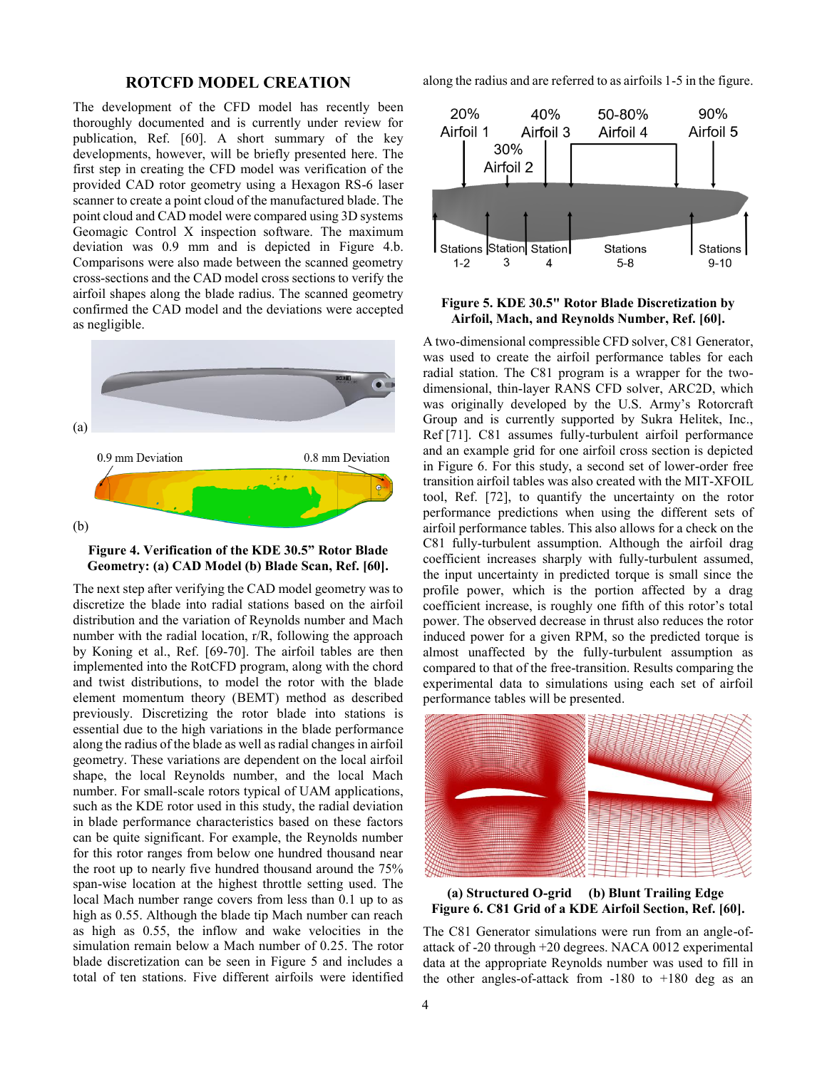## ROTCFD MODEL CREATION

The development of the CFD model has recently been thoroughly documented and is currently under review for publication, Ref. [60]. A short summary of the key developments, however, will be briefly presented here. The first step in creating the CFD model was verification of the provided CAD rotor geometry using a Hexagon RS-6 laser scanner to create a point cloud of the manufactured blade. The point cloud and CAD model were compared using 3D systems Geomagic Control X inspection software. The maximum deviation was 0.9 mm and is depicted in Figure 4.b. Comparisons were also made between the scanned geometry cross-sections and the CAD model cross sections to verify the airfoil shapes along the blade radius. The scanned geometry confirmed the CAD model and the deviations were accepted as negligible.

(a)

0.9 mm Deviation    0.8 mm Deviation

(b)

**Figure 4. Verification of the KDE 30.5" Rotor Blade Geometry: (a) CAD Model (b) Blade Scan, Ref. [60].**

The next step after verifying the CAD model geometry was to discretize the blade into radial stations based on the airfoil distribution and the variation of Reynolds number and Mach number with the radial location, r/R, following the approach by Koning et al., Ref. [69-70]. The airfoil tables are then implemented into the RotCFD program, along with the chord and twist distributions, to model the rotor with the blade element momentum theory (BEMT) method as described previously. Discretizing the rotor blade into stations is essential due to the high variations in the blade performance along the radius of the blade as well as radial changes in airfoil geometry. These variations are dependent on the local airfoil shape, the local Reynolds number, and the local Mach number. For small-scale rotors typical of UAM applications, such as the KDE rotor used in this study, the radial deviation in blade performance characteristics based on these factors can be quite significant. For example, the Reynolds number for this rotor ranges from below one hundred thousand near the root up to nearly five hundred thousand around the 75% span-wise location at the highest throttle setting used. The local Mach number range covers from less than 0.1 up to as high as 0.55. Although the blade tip Mach number can reach as high as 0.55, the inflow and wake velocities in the simulation remain below a Mach number of 0.25. The rotor blade discretization can be seen in Figure 5 and includes a total of ten stations. Five different airfoils were identified along the radius and are referred to as airfoils 1-5 in the figure.

20% Airfoil 1 | 30% Airfoil 2 | 40% Airfoil 3 | 50-80% Airfoil 4 | 90% Airfoil 5

Stations 1-2 | Station 3 | Station 4 | Stations 5-8 | Stations 9-10

**Figure 5. KDE 30.5" Rotor Blade Discretization by Airfoil, Mach, and Reynolds Number, Ref. [60].**

A two-dimensional compressible CFD solver, C81 Generator, was used to create the airfoil performance tables for each radial station. The C81 program is a wrapper for the two-dimensional, thin-layer RANS CFD solver, ARC2D, which was originally developed by the U.S. Army's Rotorcraft Group and is currently supported by Sukra Helitek, Inc., Ref [71]. C81 assumes fully-turbulent airfoil performance and an example grid for one airfoil cross section is depicted in Figure 6. For this study, a second set of lower-order free transition airfoil tables was also created with the MIT-XFOIL tool, Ref. [72], to quantify the uncertainty on the rotor performance predictions when using the different sets of airfoil performance tables. This also allows for a check on the C81 fully-turbulent assumption. Although the airfoil drag coefficient increases sharply with fully-turbulent assumed, the input uncertainty in predicted torque is small since the profile power, which is the portion affected by a drag coefficient increase, is roughly one fifth of this rotor's total power. The observed decrease in thrust also reduces the rotor induced power for a given RPM, so the predicted torque is almost unaffected by the fully-turbulent assumption as compared to that of the free-transition. Results comparing the experimental data to simulations using each set of airfoil performance tables will be presented.

**(a) Structured O-grid (b) Blunt Trailing Edge**
**Figure 6. C81 Grid of a KDE Airfoil Section, Ref. [60].**

The C81 Generator simulations were run from an angle-of-attack of -20 through +20 degrees. NACA 0012 experimental data at the appropriate Reynolds number was used to fill in the other angles-of-attack from -180 to +180 deg as an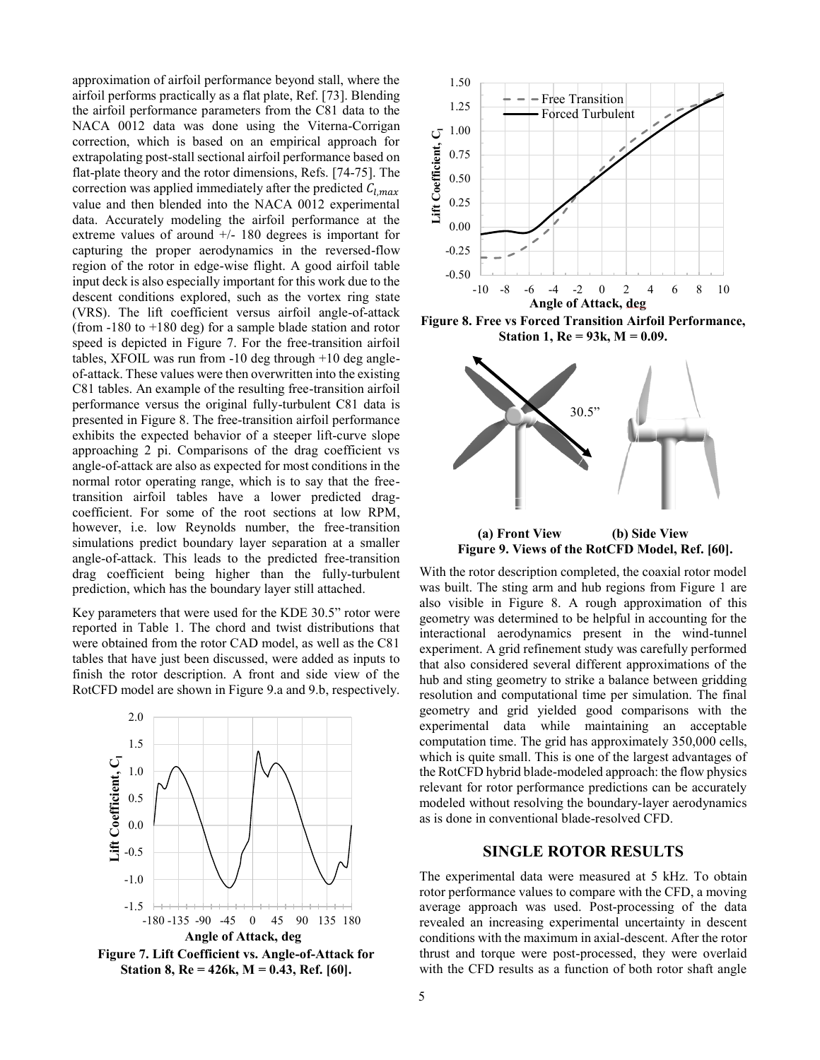approximation of airfoil performance beyond stall, where the airfoil performs practically as a flat plate, Ref. [73]. Blending the airfoil performance parameters from the C81 data to the NACA 0012 data was done using the Viterna-Corrigan correction, which is based on an empirical approach for extrapolating post-stall sectional airfoil performance based on flat-plate theory and the rotor dimensions, Refs. [74-75]. The correction was applied immediately after the predicted $C_{l,max}$ value and then blended into the NACA 0012 experimental data. Accurately modeling the airfoil performance at the extreme values of around +/- 180 degrees is important for capturing the proper aerodynamics in the reversed-flow region of the rotor in edge-wise flight. A good airfoil table input deck is also especially important for this work due to the descent conditions explored, such as the vortex ring state (VRS). The lift coefficient versus airfoil angle-of-attack (from -180 to +180 deg) for a sample blade station and rotor speed is depicted in Figure 7. For the free-transition airfoil tables, XFOIL was run from -10 deg through +10 deg angle-of-attack. These values were then overwritten into the existing C81 tables. An example of the resulting free-transition airfoil performance versus the original fully-turbulent C81 data is presented in Figure 8. The free-transition airfoil performance exhibits the expected behavior of a steeper lift-curve slope approaching 2 pi. Comparisons of the drag coefficient vs angle-of-attack are also as expected for most conditions in the normal rotor operating range, which is to say that the free-transition airfoil tables have a lower predicted drag-coefficient. For some of the root sections at low RPM, however, i.e. low Reynolds number, the free-transition simulations predict boundary layer separation at a smaller angle-of-attack. This leads to the predicted free-transition drag coefficient being higher than the fully-turbulent prediction, which has the boundary layer still attached.

Key parameters that were used for the KDE 30.5” rotor were reported in Table 1. The chord and twist distributions that were obtained from the rotor CAD model, as well as the C81 tables that have just been discussed, were added as inputs to finish the rotor description. A front and side view of the RotCFD model are shown in Figure 9.a and 9.b, respectively.

**Figure 7. Lift Coefficient vs. Angle-of-Attack for Station 8, Re = 426k, M = 0.43, Ref. [60].**

**Figure 8. Free vs Forced Transition Airfoil Performance, Station 1, Re = 93k, M = 0.09.**

**(a) Front View (b) Side View**

**Figure 9. Views of the RotCFD Model, Ref. [60].**

With the rotor description completed, the coaxial rotor model was built. The sting arm and hub regions from Figure 1 are also visible in Figure 8. A rough approximation of this geometry was determined to be helpful in accounting for the interactional aerodynamics present in the wind-tunnel experiment. A grid refinement study was carefully performed that also considered several different approximations of the hub and sting geometry to strike a balance between gridding resolution and computational time per simulation. The final geometry and grid yielded good comparisons with the experimental data while maintaining an acceptable computation time. The grid has approximately 350,000 cells, which is quite small. This is one of the largest advantages of the RotCFD hybrid blade-modeled approach: the flow physics relevant for rotor performance predictions can be accurately modeled without resolving the boundary-layer aerodynamics as is done in conventional blade-resolved CFD.

## SINGLE ROTOR RESULTS

The experimental data were measured at 5 kHz. To obtain rotor performance values to compare with the CFD, a moving average approach was used. Post-processing of the data revealed an increasing experimental uncertainty in descent conditions with the maximum in axial-descent. After the rotor thrust and torque were post-processed, they were overlaid with the CFD results as a function of both rotor shaft angle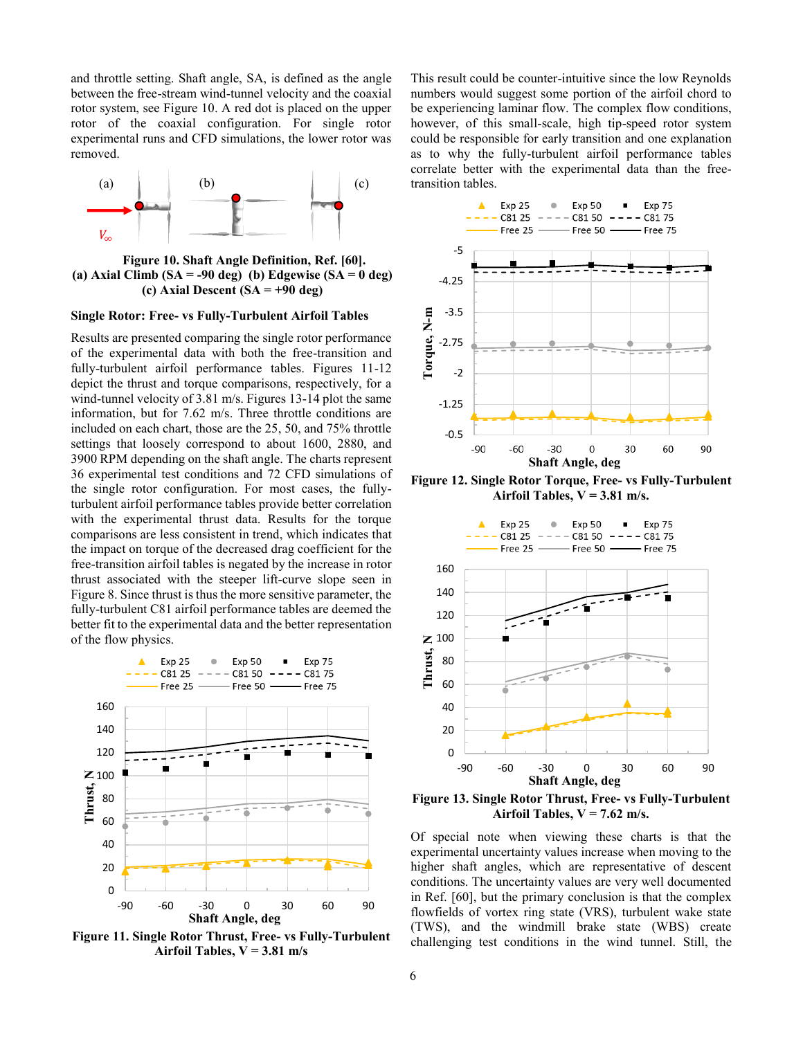and throttle setting. Shaft angle, SA, is defined as the angle between the free-stream wind-tunnel velocity and the coaxial rotor system, see Figure 10. A red dot is placed on the upper rotor of the coaxial configuration. For single rotor experimental runs and CFD simulations, the lower rotor was removed.

**Figure 10. Shaft Angle Definition, Ref. [60]. (a) Axial Climb (SA = -90 deg) (b) Edgewise (SA = 0 deg) (c) Axial Descent (SA = +90 deg)**

### Single Rotor: Free- vs Fully-Turbulent Airfoil Tables

Results are presented comparing the single rotor performance of the experimental data with both the free-transition and fully-turbulent airfoil performance tables. Figures 11-12 depict the thrust and torque comparisons, respectively, for a wind-tunnel velocity of 3.81 m/s. Figures 13-14 plot the same information, but for 7.62 m/s. Three throttle conditions are included on each chart, those are the 25, 50, and 75% throttle settings that loosely correspond to about 1600, 2880, and 3900 RPM depending on the shaft angle. The charts represent 36 experimental test conditions and 72 CFD simulations of the single rotor configuration. For most cases, the fully-turbulent airfoil performance tables provide better correlation with the experimental thrust data. Results for the torque comparisons are less consistent in trend, which indicates that the impact on torque of the decreased drag coefficient for the free-transition airfoil tables is negated by the increase in rotor thrust associated with the steeper lift-curve slope seen in Figure 8. Since thrust is thus the more sensitive parameter, the fully-turbulent C81 airfoil performance tables are deemed the better fit to the experimental data and the better representation of the flow physics.

**Figure 11. Single Rotor Thrust, Free- vs Fully-Turbulent Airfoil Tables, V = 3.81 m/s**

This result could be counter-intuitive since the low Reynolds numbers would suggest some portion of the airfoil chord to be experiencing laminar flow. The complex flow conditions, however, of this small-scale, high tip-speed rotor system could be responsible for early transition and one explanation as to why the fully-turbulent airfoil performance tables correlate better with the experimental data than the free-transition tables.

**Figure 12. Single Rotor Torque, Free- vs Fully-Turbulent Airfoil Tables, V = 3.81 m/s.**

**Figure 13. Single Rotor Thrust, Free- vs Fully-Turbulent Airfoil Tables, V = 7.62 m/s.**

Of special note when viewing these charts is that the experimental uncertainty values increase when moving to the higher shaft angles, which are representative of descent conditions. The uncertainty values are very well documented in Ref. [60], but the primary conclusion is that the complex flowfields of vortex ring state (VRS), turbulent wake state (TWS), and the windmill brake state (WBS) create challenging test conditions in the wind tunnel. Still, the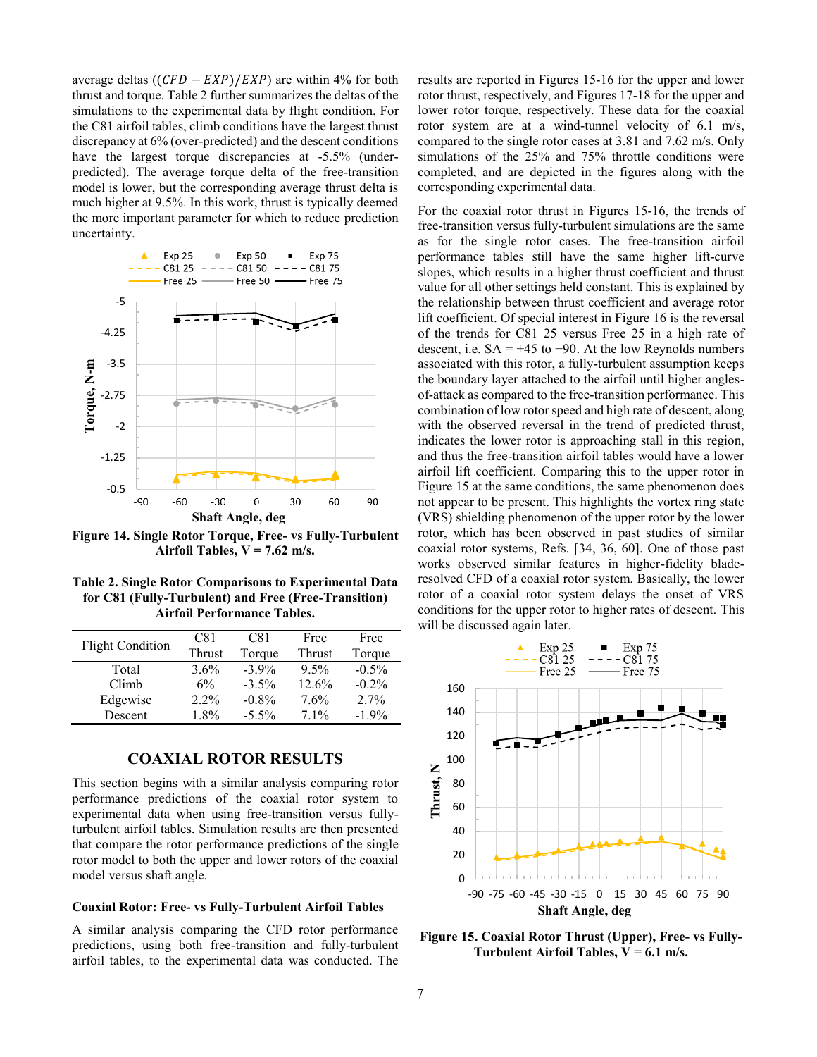average deltas ($(CFD - EXP)/EXP$) are within 4% for both thrust and torque. Table 2 further summarizes the deltas of the simulations to the experimental data by flight condition. For the C81 airfoil tables, climb conditions have the largest thrust discrepancy at 6% (over-predicted) and the descent conditions have the largest torque discrepancies at -5.5% (under-predicted). The average torque delta of the free-transition model is lower, but the corresponding average thrust delta is much higher at 9.5%. In this work, thrust is typically deemed the more important parameter for which to reduce prediction uncertainty.

**Figure 14. Single Rotor Torque, Free- vs Fully-Turbulent Airfoil Tables, V = 7.62 m/s.**

**Table 2. Single Rotor Comparisons to Experimental Data for C81 (Fully-Turbulent) and Free (Free-Transition) Airfoil Performance Tables.**

| Flight Condition | C81 Thrust | C81 Torque | Free Thrust | Free Torque |
|---|---|---|---|---|
| Total | 3.6% | -3.9% | 9.5% | -0.5% |
| Climb | 6% | -3.5% | 12.6% | -0.2% |
| Edgewise | 2.2% | -0.8% | 7.6% | 2.7% |
| Descent | 1.8% | -5.5% | 7.1% | -1.9% |

## COAXIAL ROTOR RESULTS

This section begins with a similar analysis comparing rotor performance predictions of the coaxial rotor system to experimental data when using free-transition versus fully-turbulent airfoil tables. Simulation results are then presented that compare the rotor performance predictions of the single rotor model to both the upper and lower rotors of the coaxial model versus shaft angle.

### Coaxial Rotor: Free- vs Fully-Turbulent Airfoil Tables

A similar analysis comparing the CFD rotor performance predictions, using both free-transition and fully-turbulent airfoil tables, to the experimental data was conducted. The results are reported in Figures 15-16 for the upper and lower rotor thrust, respectively, and Figures 17-18 for the upper and lower rotor torque, respectively. These data for the coaxial rotor system are at a wind-tunnel velocity of 6.1 m/s, compared to the single rotor cases at 3.81 and 7.62 m/s. Only simulations of the 25% and 75% throttle conditions were completed, and are depicted in the figures along with the corresponding experimental data.

For the coaxial rotor thrust in Figures 15-16, the trends of free-transition versus fully-turbulent simulations are the same as for the single rotor cases. The free-transition airfoil performance tables still have the same higher lift-curve slopes, which results in a higher thrust coefficient and thrust value for all other settings held constant. This is explained by the relationship between thrust coefficient and average rotor lift coefficient. Of special interest in Figure 16 is the reversal of the trends for C81 25 versus Free 25 in a high rate of descent, i.e. SA = +45 to +90. At the low Reynolds numbers associated with this rotor, a fully-turbulent assumption keeps the boundary layer attached to the airfoil until higher angles-of-attack as compared to the free-transition performance. This combination of low rotor speed and high rate of descent, along with the observed reversal in the trend of predicted thrust, indicates the lower rotor is approaching stall in this region, and thus the free-transition airfoil tables would have a lower airfoil lift coefficient. Comparing this to the upper rotor in Figure 15 at the same conditions, the same phenomenon does not appear to be present. This highlights the vortex ring state (VRS) shielding phenomenon of the upper rotor by the lower rotor, which has been observed in past studies of similar coaxial rotor systems, Refs. [34, 36, 60]. One of those past works observed similar features in higher-fidelity blade-resolved CFD of a coaxial rotor system. Basically, the lower rotor of a coaxial rotor system delays the onset of VRS conditions for the upper rotor to higher rates of descent. This will be discussed again later.

**Figure 15. Coaxial Rotor Thrust (Upper), Free- vs Fully-Turbulent Airfoil Tables, V = 6.1 m/s.**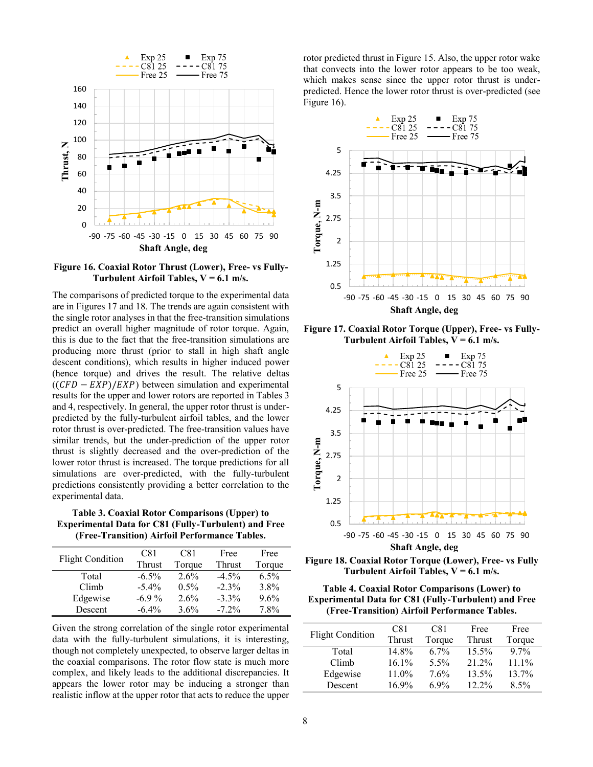Figure 16. Coaxial Rotor Thrust (Lower), Free- vs Fully-Turbulent Airfoil Tables, V = 6.1 m/s.

The comparisons of predicted torque to the experimental data are in Figures 17 and 18. The trends are again consistent with the single rotor analyses in that the free-transition simulations predict an overall higher magnitude of rotor torque. Again, this is due to the fact that the free-transition simulations are producing more thrust (prior to stall in high shaft angle descent conditions), which results in higher induced power (hence torque) and drives the result. The relative deltas ($(CFD - EXP)/EXP$) between simulation and experimental results for the upper and lower rotors are reported in Tables 3 and 4, respectively. In general, the upper rotor thrust is under-predicted by the fully-turbulent airfoil tables, and the lower rotor thrust is over-predicted. The free-transition values have similar trends, but the under-prediction of the upper rotor thrust is slightly decreased and the over-prediction of the lower rotor thrust is increased. The torque predictions for all simulations are over-predicted, with the fully-turbulent predictions consistently providing a better correlation to the experimental data.

**Table 3. Coaxial Rotor Comparisons (Upper) to Experimental Data for C81 (Fully-Turbulent) and Free (Free-Transition) Airfoil Performance Tables.**

| Flight Condition | C81 Thrust | C81 Torque | Free Thrust | Free Torque |
|---|---|---|---|---|
| Total | -6.5% | 2.6% | -4.5% | 6.5% |
| Climb | -5.4% | 0.5% | -2.3% | 3.8% |
| Edgewise | -6.9 % | 2.6% | -3.3% | 9.6% |
| Descent | -6.4% | 3.6% | -7.2% | 7.8% |

Given the strong correlation of the single rotor experimental data with the fully-turbulent simulations, it is interesting, though not completely unexpected, to observe larger deltas in the coaxial comparisons. The rotor flow state is much more complex, and likely leads to the additional discrepancies. It appears the lower rotor may be inducing a stronger than realistic inflow at the upper rotor that acts to reduce the upper rotor predicted thrust in Figure 15. Also, the upper rotor wake that convects into the lower rotor appears to be too weak, which makes sense since the upper rotor thrust is under-predicted. Hence the lower rotor thrust is over-predicted (see Figure 16).

Figure 17. Coaxial Rotor Torque (Upper), Free- vs Fully-Turbulent Airfoil Tables, V = 6.1 m/s.

Figure 18. Coaxial Rotor Torque (Lower), Free- vs Fully Turbulent Airfoil Tables, V = 6.1 m/s.

**Table 4. Coaxial Rotor Comparisons (Lower) to Experimental Data for C81 (Fully-Turbulent) and Free (Free-Transition) Airfoil Performance Tables.**

| Flight Condition | C81 Thrust | C81 Torque | Free Thrust | Free Torque |
|---|---|---|---|---|
| Total | 14.8% | 6.7% | 15.5% | 9.7% |
| Climb | 16.1% | 5.5% | 21.2% | 11.1% |
| Edgewise | 11.0% | 7.6% | 13.5% | 13.7% |
| Descent | 16.9% | 6.9% | 12.2% | 8.5% |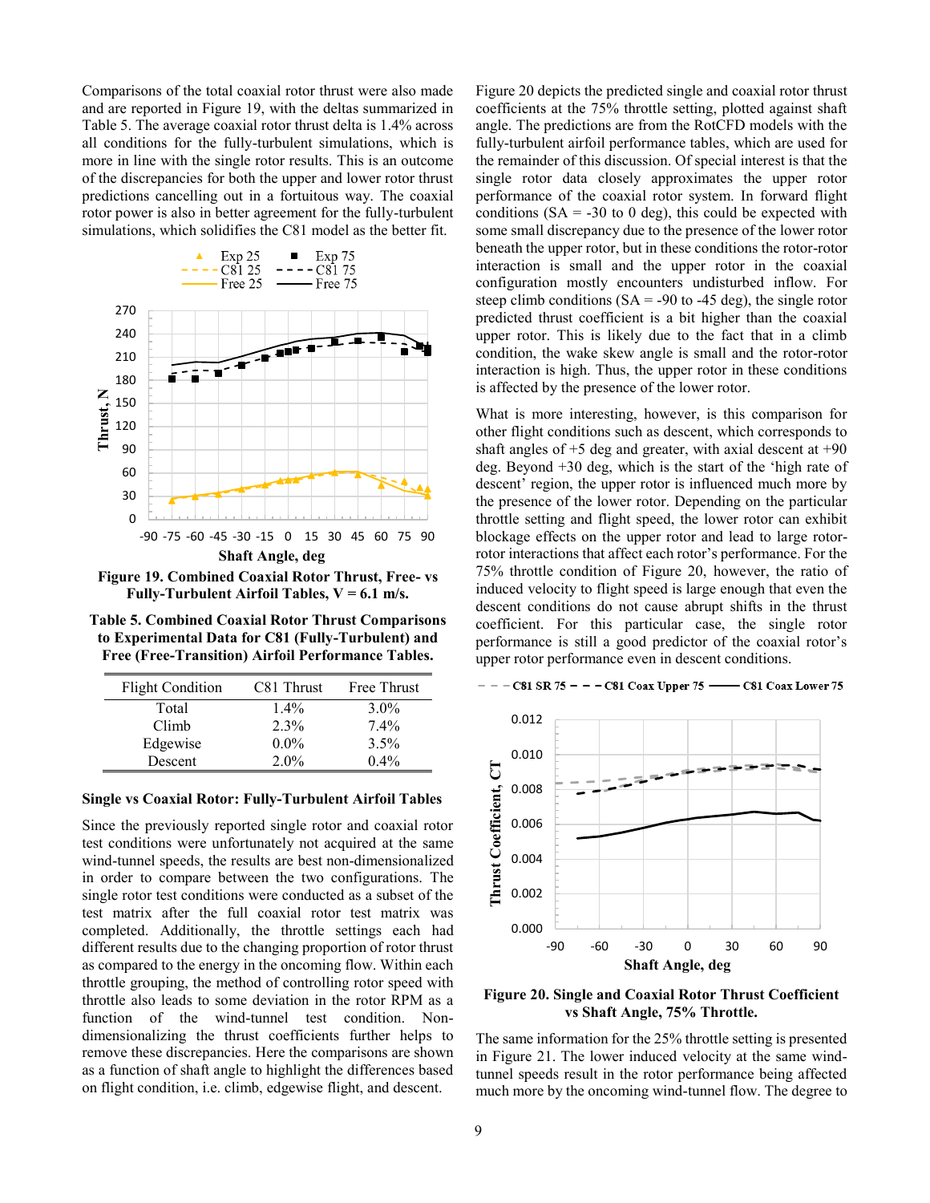Comparisons of the total coaxial rotor thrust were also made and are reported in Figure 19, with the deltas summarized in Table 5. The average coaxial rotor thrust delta is 1.4% across all conditions for the fully-turbulent simulations, which is more in line with the single rotor results. This is an outcome of the discrepancies for both the upper and lower rotor thrust predictions cancelling out in a fortuitous way. The coaxial rotor power is also in better agreement for the fully-turbulent simulations, which solidifies the C81 as the better fit.

**Figure 19. Combined Coaxial Rotor Thrust, Free- vs Fully-Turbulent Airfoil Tables, V = 6.1 m/s.**

**Table 5. Combined Coaxial Rotor Thrust Comparisons to Experimental Data for C81 (Fully-Turbulent) and Free (Free-Transition) Airfoil Performance Tables.**

| Flight Condition | C81 Thrust | Free Thrust |
|---|---|---|
| Total | 1.4% | 3.0% |
| Climb | 2.3% | 7.4% |
| Edgewise | 0.0% | 3.5% |
| Descent | 2.0% | 0.4% |

## Single vs Coaxial Rotor: Fully-Turbulent Airfoil Tables

Since the previously reported single rotor and coaxial rotor test conditions were unfortunately not acquired at the same wind-tunnel speeds, the results are best non-dimensionalized in order to compare between the two configurations. The single rotor test conditions were conducted as a subset of the test matrix after the full coaxial rotor test matrix was completed. Additionally, the throttle settings each had different results due to the changing proportion of rotor thrust as compared to the energy in the oncoming flow. Within each throttle grouping, the method of controlling rotor speed with throttle also leads to some deviation in the rotor RPM as a function of the wind-tunnel test condition. Non-dimensionalizing the thrust coefficients further helps to remove these discrepancies. Here the comparisons are shown as a function of shaft angle to highlight the differences based on flight condition, i.e. climb, edgewise flight, and descent.

Figure 20 depicts the predicted single and coaxial rotor thrust coefficients at the 75% throttle setting, plotted against shaft angle. The predictions are from the RotCFD models with the fully-turbulent airfoil performance tables, which are used for the remainder of this discussion. Of special interest is that the single rotor data closely approximates the upper rotor performance of the coaxial rotor system. In forward flight conditions (SA = -30 to 0 deg), this could be expected with some small discrepancy due to the presence of the lower rotor beneath the upper rotor, but in these conditions the rotor-rotor interaction is small and the upper rotor in the coaxial configuration mostly encounters undisturbed inflow. For steep climb conditions (SA = -90 to -45 deg), the single rotor predicted thrust coefficient is a bit higher than the coaxial upper rotor. This is likely due to the fact that in a climb condition, the wake skew angle is small and the rotor-rotor interaction is high. Thus, the upper rotor in these conditions is affected by the presence of the lower rotor.

What is more interesting, however, is this comparison for other flight conditions such as descent, which corresponds to shaft angles of +5 deg and greater, with axial descent at +90 deg. Beyond +30 deg, which is the start of the 'high rate of descent' region, the upper rotor is influenced much more by the presence of the lower rotor. Depending on the particular throttle setting and flight speed, the lower rotor can exhibit blockage effects on the upper rotor and lead to large rotor-rotor interactions that affect each rotor's performance. For the 75% throttle condition of Figure 20, however, the ratio of induced velocity to flight speed is large enough that even the descent conditions do not cause abrupt shifts in the thrust coefficient. For this particular case, the single rotor performance is still a good predictor of the coaxial rotor's upper rotor performance even in descent conditions.

**Figure 20. Single and Coaxial Rotor Thrust Coefficient vs Shaft Angle, 75% Throttle.**

The same information for the 25% throttle setting is presented in Figure 21. The lower induced velocity at the same wind-tunnel speeds result in the rotor performance being affected much more by the oncoming wind-tunnel flow. The degree to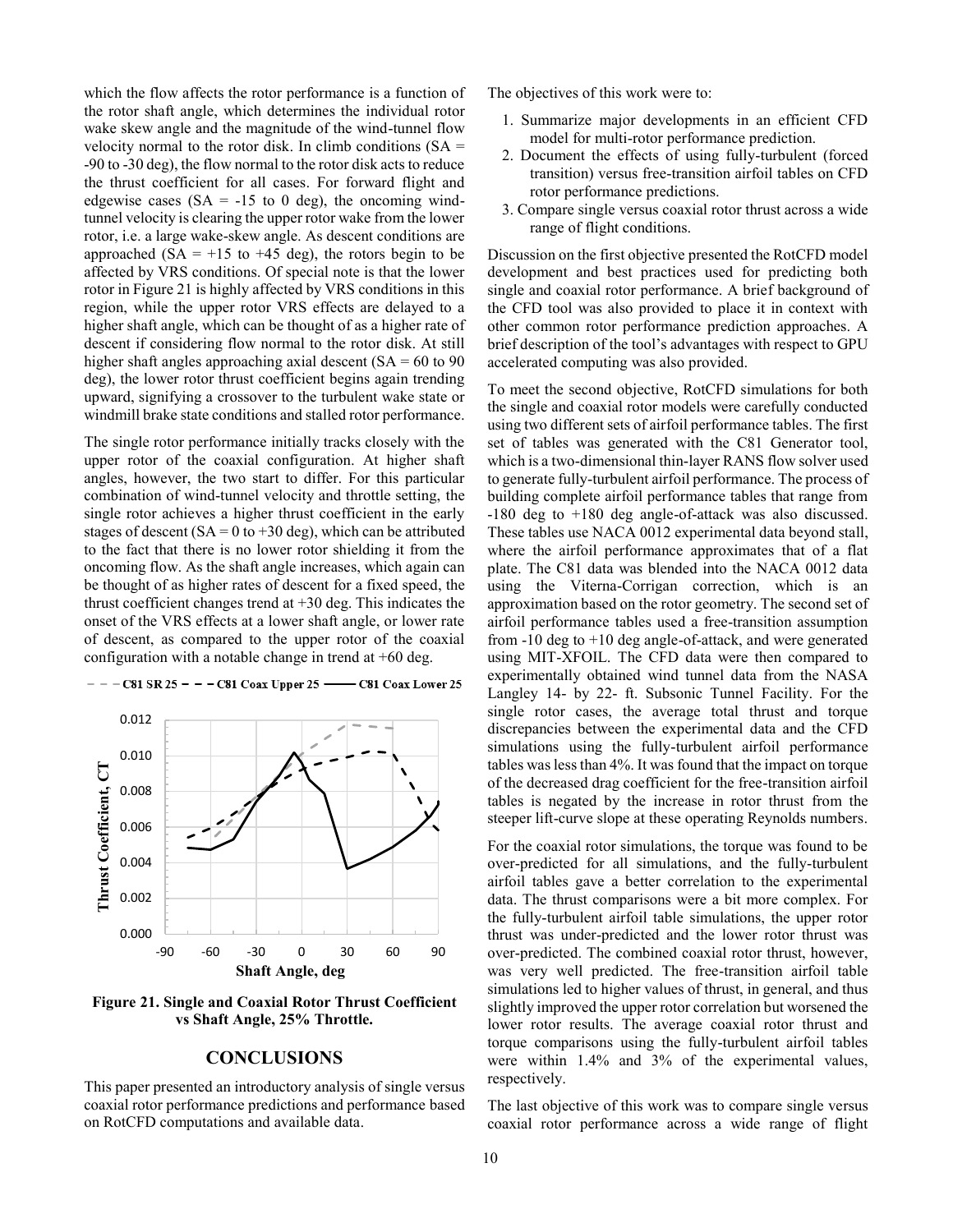which the flow affects the rotor performance is a function of the rotor shaft angle, which determines the individual rotor wake skew angle and the magnitude of the wind-tunnel flow velocity normal to the rotor disk. In climb conditions (SA = -90 to -30 deg), the flow normal to the rotor disk acts to reduce the thrust coefficient for all cases. For forward flight and edgewise cases (SA = -15 to 0 deg), the oncoming wind-tunnel velocity is clearing the upper rotor wake from the lower rotor, i.e. a large wake-skew angle. As descent conditions are approached (SA = +15 to +45 deg), the rotors begin to be affected by VRS conditions. Of special note is that the lower rotor in Figure 21 is highly affected by VRS conditions in this region, while the upper rotor VRS effects are delayed to a higher shaft angle, which can be thought of as a higher rate of descent if considering flow normal to the rotor disk. At still higher shaft angles approaching axial descent (SA = 60 to 90 deg), the lower rotor thrust coefficient begins again trending upward, signifying a crossover to the turbulent wake state or windmill brake state conditions and stalled rotor performance.

The single rotor performance initially tracks closely with the upper rotor of the coaxial configuration. At higher shaft angles, however, the two start to differ. For this particular combination of wind-tunnel velocity and throttle setting, the single rotor achieves a higher thrust coefficient in the early stages of descent (SA = 0 to +30 deg), which can be attributed to the fact that there is no lower rotor shielding it from the oncoming flow. As the shaft angle increases, which again can be thought of as higher rates of descent for a fixed speed, the thrust coefficient changes trend at +30 deg. This indicates the onset of the VRS effects at a lower shaft angle, or lower rate of descent, as compared to the upper rotor of the coaxial configuration with a notable change in trend at +60 deg.

**Figure 21. Single and Coaxial Rotor Thrust Coefficient vs Shaft Angle, 25% Throttle.**

## CONCLUSIONS

This paper presented an introductory analysis of single versus coaxial rotor performance predictions and performance based on RotCFD computations and available data.

The objectives of this work were to:

1. Summarize major developments in an efficient CFD model for multi-rotor performance prediction.
2. Document the effects of using fully-turbulent (forced transition) versus free-transition airfoil tables on CFD rotor performance predictions.
3. Compare single versus coaxial rotor thrust across a wide range of flight conditions.

Discussion on the first objective presented the RotCFD model development and best practices used for predicting both single and coaxial rotor performance. A brief background of the CFD tool was also provided to place it in context with other common rotor performance prediction approaches. A brief description of the tool's advantages with respect to GPU accelerated computing was also provided.

To meet the second objective, RotCFD simulations for both the single and coaxial rotor models were carefully conducted using two different sets of airfoil performance tables. The first set of tables was generated with the C81 Generator tool, which is a two-dimensional thin-layer RANS flow solver used to generate fully-turbulent airfoil performance. The process of building complete airfoil performance tables that range from -180 deg to +180 deg angle-of-attack was also discussed. These tables use NACA 0012 experimental data beyond stall, where the airfoil performance approximates that of a flat plate. The C81 data was blended into the NACA 0012 data using the Viterna-Corrigan correction, which is an approximation based on the rotor geometry. The second set of airfoil performance tables used a free-transition assumption from -10 deg to +10 deg angle-of-attack, and were generated using MIT-XFOIL. The CFD data were then compared to experimentally obtained wind tunnel data from the NASA Langley 14- by 22- ft. Subsonic Tunnel Facility. For the single rotor cases, the average total thrust and torque discrepancies between the experimental data and the CFD simulations using the fully-turbulent airfoil performance tables was less than 4%. It was found that the impact on torque of the decreased drag coefficient for the free-transition airfoil tables is negated by the increase in rotor thrust from the steeper lift-curve slope at these operating Reynolds numbers.

For the coaxial rotor simulations, the torque was found to be over-predicted for all simulations, and the fully-turbulent airfoil tables gave a better correlation to the experimental data. The thrust comparisons were a bit more complex. For the fully-turbulent airfoil table simulations, the upper rotor thrust was under-predicted and the lower rotor thrust was over-predicted. The combined coaxial rotor thrust, however, was very well predicted. The free-transition airfoil table simulations led to higher values of thrust, in general, and thus slightly improved the upper rotor correlation but worsened the lower rotor results. The average coaxial rotor thrust and torque comparisons using the fully-turbulent airfoil tables were within 1.4% and 3% of the experimental values, respectively.

The last objective of this work was to compare single versus coaxial rotor performance across a wide range of flight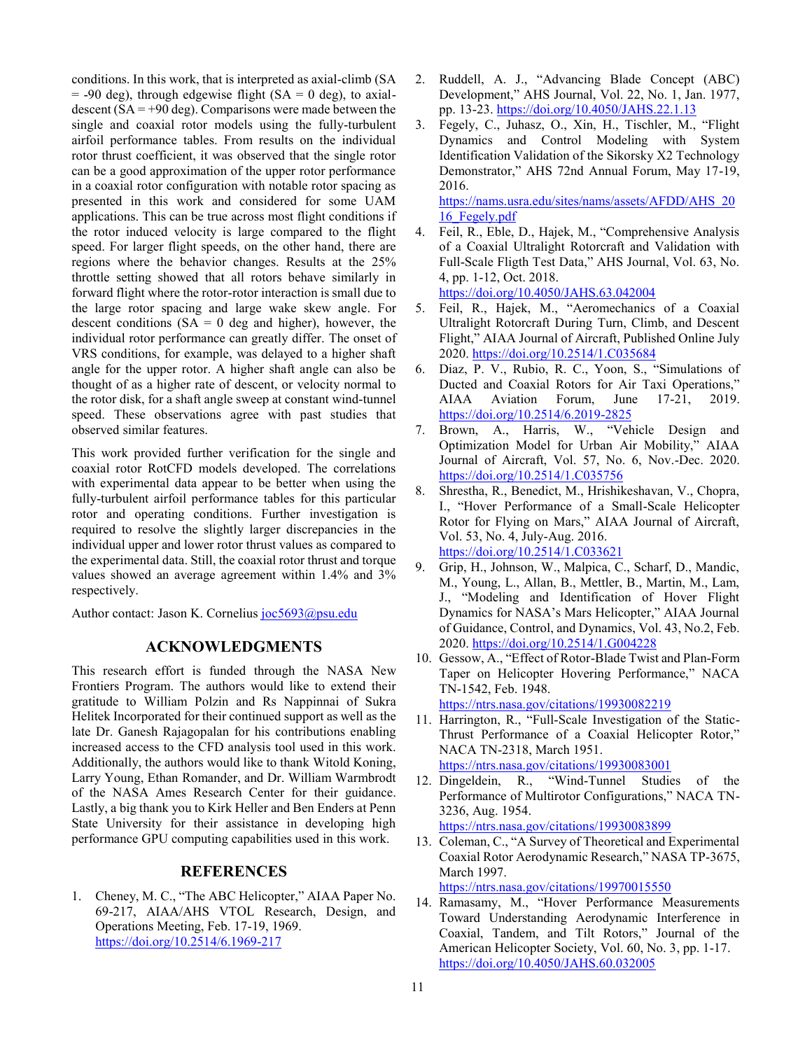conditions. In this work, that is interpreted as axial-climb (SA = -90 deg), through edgewise flight (SA = 0 deg), to axial-descent (SA = +90 deg). Comparisons were made between the single and coaxial rotor models using the fully-turbulent airfoil performance tables. From results on the individual rotor thrust coefficient, it was observed that the single rotor can be a good approximation of the upper rotor performance in a coaxial rotor configuration with notable rotor spacing as presented in this work and considered for some UAM applications. This can be true across most flight conditions if the rotor induced velocity is large compared to the flight speed. For larger flight speeds, on the other hand, there are regions where the behavior changes. Results at the 25% throttle setting showed that all rotors behave similarly in forward flight where the rotor-rotor interaction is small due to the large rotor spacing and large wake skew angle. For descent conditions (SA = 0 deg and higher), however, the individual rotor performance can greatly differ. The onset of VRS conditions, for example, was delayed to a higher shaft angle for the upper rotor. A higher shaft angle can also be thought of as a higher rate of descent, or velocity normal to the rotor disk, for a shaft angle sweep at constant wind-tunnel speed. These observations agree with past studies that observed similar features.

This work provided further verification for the single and coaxial rotor RotCFD models developed. The correlations with experimental data appear to be better when using the fully-turbulent airfoil performance tables for this particular rotor and operating conditions. Further investigation is required to resolve the slightly larger discrepancies in the individual upper and lower rotor thrust values as compared to the experimental data. Still, the coaxial rotor thrust and torque values showed an average agreement within 1.4% and 3% respectively.

Author contact: Jason K. Cornelius joc5693@psu.edu

## ACKNOWLEDGMENTS

This research effort is funded through the NASA New Frontiers Program. The authors would like to extend their gratitude to William Polzin and Rs Nappinnai of Sukra Helitek Incorporated for their continued support as well as the late Dr. Ganesh Rajagopalan for his contributions enabling increased access to the CFD analysis tool used in this work. Additionally, the authors would like to thank Witold Koning, Larry Young, Ethan Romander, and Dr. William Warmbrodt of the NASA Ames Research Center for their guidance. Lastly, a big thank you to Kirk Heller and Ben Enders at Penn State University for their assistance in developing high performance GPU computing capabilities used in this work.

## REFERENCES

1. Cheney, M. C., "The ABC Helicopter," AIAA Paper No. 69-217, AIAA/AHS VTOL Research, Design, and Operations Meeting, Feb. 17-19, 1969. https://doi.org/10.2514/6.1969-217
2. Ruddell, A. J., "Advancing Blade Concept (ABC) Development," AHS Journal, Vol. 22, No. 1, Jan. 1977, pp. 13-23. https://doi.org/10.4050/JAHS.22.1.13
3. Fegely, C., Juhasz, O., Xin, H., Tischler, M., "Flight Dynamics and Control Modeling with System Identification Validation of the Sikorsky X2 Technology Demonstrator," AHS 72nd Annual Forum, May 17-19, 2016. https://nams.usra.edu/sites/nams/assets/AFDD/AHS_2016_Fegely.pdf
4. Feil, R., Eble, D., Hajek, M., "Comprehensive Analysis of a Coaxial Ultralight Rotorcraft and Validation with Full-Scale Fligth Test Data," AHS Journal, Vol. 63, No. 4, pp. 1-12, Oct. 2018. https://doi.org/10.4050/JAHS.63.042004
5. Feil, R., Hajek, M., "Aeromechanics of a Coaxial Ultralight Rotorcraft During Turn, Climb, and Descent Flight," AIAA Journal of Aircraft, Published Online July 2020. https://doi.org/10.2514/1.C035684
6. Diaz, P. V., Rubio, R. C., Yoon, S., "Simulations of Ducted and Coaxial Rotors for Air Taxi Operations," AIAA Aviation Forum, June 17-21, 2019. https://doi.org/10.2514/6.2019-2825
7. Brown, A., Harris, W., "Vehicle Design and Optimization Model for Urban Air Mobility," AIAA Journal of Aircraft, Vol. 57, No. 6, Nov.-Dec. 2020. https://doi.org/10.2514/1.C035756
8. Shrestha, R., Benedict, M., Hrishikeshavan, V., Chopra, I., "Hover Performance of a Small-Scale Helicopter Rotor for Flying on Mars," AIAA Journal of Aircraft, Vol. 53, No. 4, July-Aug. 2016. https://doi.org/10.2514/1.C033621
9. Grip, H., Johnson, W., Malpica, C., Scharf, D., Mandic, M., Young, L., Allan, B., Mettler, B., Martin, M., Lam, J., "Modeling and Identification of Hover Flight Dynamics for NASA's Mars Helicopter," AIAA Journal of Guidance, Control, and Dynamics, Vol. 43, No.2, Feb. 2020. https://doi.org/10.2514/1.G004228
10. Gessow, A., "Effect of Rotor-Blade Twist and Plan-Form Taper on Helicopter Hovering Performance," NACA TN-1542, Feb. 1948. https://ntrs.nasa.gov/citations/19930082219
11. Harrington, R., "Full-Scale Investigation of the Static-Thrust Performance of a Coaxial Helicopter Rotor," NACA TN-2318, March 1951. https://ntrs.nasa.gov/citations/19930083001
12. Dingeldein, R., "Wind-Tunnel Studies of the Performance of Multirotor Configurations," NACA TN-3236, Aug. 1954. https://ntrs.nasa.gov/citations/19930083899
13. Coleman, C., "A Survey of Theoretical and Experimental Coaxial Rotor Aerodynamic Research," NASA TP-3675, March 1997. https://ntrs.nasa.gov/citations/19970015550
14. Ramasamy, M., "Hover Performance Measurements Toward Understanding Aerodynamic Interference in Coaxial, Tandem, and Tilt Rotors," Journal of the American Helicopter Society, Vol. 60, No. 3, pp. 1-17. https://doi.org/10.4050/JAHS.60.032005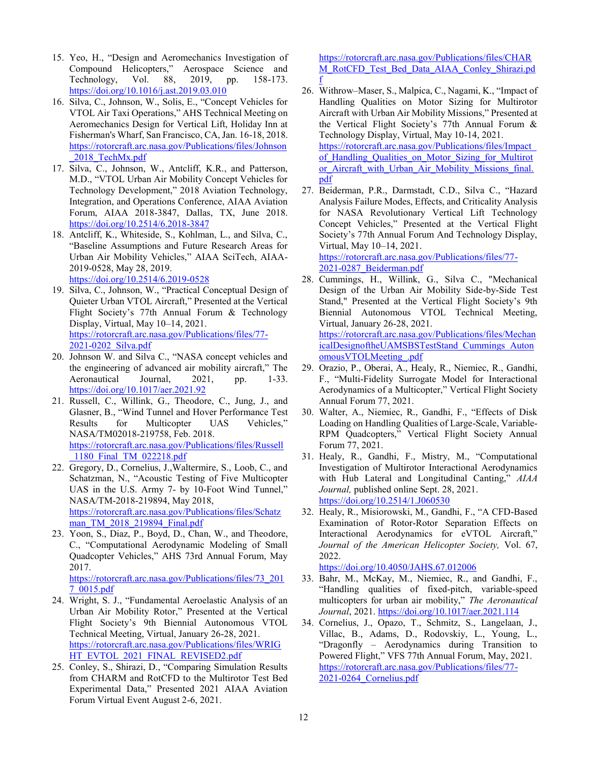15. Yeo, H., "Design and Aeromechanics Investigation of Compound Helicopters," Aerospace Science and Technology, Vol. 88, 2019, pp. 158-173. https://doi.org/10.1016/j.ast.2019.03.010
16. Silva, C., Johnson, W., Solis, E., "Concept Vehicles for VTOL Air Taxi Operations," AHS Technical Meeting on Aeromechanics Design for Vertical Lift, Holiday Inn at Fisherman's Wharf, San Francisco, CA, Jan. 16-18, 2018. https://rotorcraft.arc.nasa.gov/Publications/files/Johnson_2018_TechMx.pdf
17. Silva, C., Johnson, W., Antcliff, K.R., and Patterson, M.D., "VTOL Urban Air Mobility Concept Vehicles for Technology Development," 2018 Aviation Technology, Integration, and Operations Conference, AIAA Aviation Forum, AIAA 2018-3847, Dallas, TX, June 2018. https://doi.org/10.2514/6.2018-3847
18. Antcliff, K., Whiteside, S., Kohlman, L., and Silva, C., "Baseline Assumptions and Future Research Areas for Urban Air Mobility Vehicles," AIAA SciTech, AIAA-2019-0528, May 28, 2019. https://doi.org/10.2514/6.2019-0528
19. Silva, C., Johnson, W., "Practical Conceptual Design of Quieter Urban VTOL Aircraft," Presented at the Vertical Flight Society's 77th Annual Forum & Technology Display, Virtual, May 10–14, 2021. https://rotorcraft.arc.nasa.gov/Publications/files/77-2021-0202_Silva.pdf
20. Johnson W. and Silva C., "NASA concept vehicles and the engineering of advanced air mobility aircraft," The Aeronautical Journal, 2021, pp. 1-33. https://doi.org/10.1017/aer.2021.92
21. Russell, C., Willink, G., Theodore, C., Jung, J., and Glasner, B., "Wind Tunnel and Hover Performance Test Results for Multicopter UAS Vehicles," NASA/TM02018-219758, Feb. 2018. https://rotorcraft.arc.nasa.gov/Publications/files/Russell_1180_Final_TM_022218.pdf
22. Gregory, D., Cornelius, J.,Waltermire, S., Loob, C., and Schatzman, N., "Acoustic Testing of Five Multicopter UAS in the U.S. Army 7- by 10-Foot Wind Tunnel," NASA/TM-2018-219894, May 2018, https://rotorcraft.arc.nasa.gov/Publications/files/Schatzman_TM_2018_219894_Final.pdf
23. Yoon, S., Diaz, P., Boyd, D., Chan, W., and Theodore, C., "Computational Aerodynamic Modeling of Small Quadcopter Vehicles," AHS 73rd Annual Forum, May 2017. https://rotorcraft.arc.nasa.gov/Publications/files/73_2017_0015.pdf
24. Wright, S. J., "Fundamental Aeroelastic Analysis of an Urban Air Mobility Rotor," Presented at the Vertical Flight Society's 9th Biennial Autonomous VTOL Technical Meeting, Virtual, January 26-28, 2021. https://rotorcraft.arc.nasa.gov/Publications/files/WRIGHT_EVTOL_2021_FINAL_REVISED2.pdf
25. Conley, S., Shirazi, D., "Comparing Simulation Results from CHARM and RotCFD to the Multirotor Test Bed Experimental Data," Presented 2021 AIAA Aviation Forum Virtual Event August 2-6, 2021. https://rotorcraft.arc.nasa.gov/Publications/files/CHARM_RotCFD_Test_Bed_Data_AIAA_Conley_Shirazi.pdf
26. Withrow–Maser, S., Malpica, C., Nagami, K., "Impact of Handling Qualities on Motor Sizing for Multirotor Aircraft with Urban Air Mobility Missions," Presented at the Vertical Flight Society's 77th Annual Forum & Technology Display, Virtual, May 10-14, 2021. https://rotorcraft.arc.nasa.gov/Publications/files/Impact_of_Handling_Qualities_on_Motor_Sizing_for_Multirotor_Aircraft_with_Urban_Air_Mobility_Missions_final.pdf
27. Beiderman, P.R., Darmstadt, C.D., Silva C., "Hazard Analysis Failure Modes, Effects, and Criticality Analysis for NASA Revolutionary Vertical Lift Technology Concept Vehicles," Presented at the Vertical Flight Society's 77th Annual Forum And Technology Display, Virtual, May 10–14, 2021. https://rotorcraft.arc.nasa.gov/Publications/files/77-2021-0287_Beiderman.pdf
28. Cummings, H., Willink, G., Silva C., "Mechanical Design of the Urban Air Mobility Side-by-Side Test Stand," Presented at the Vertical Flight Society's 9th Biennial Autonomous VTOL Technical Meeting, Virtual, January 26-28, 2021. https://rotorcraft.arc.nasa.gov/Publications/files/MechanicalDesignoftheUAMSBSTestStand_Cummings_AutonomousVTOLMeeting_.pdf
29. Orazio, P., Oberai, A., Healy, R., Niemiec, R., Gandhi, F., "Multi-Fidelity Surrogate Model for Interactional Aerodynamics of a Multicopter," Vertical Flight Society Annual Forum 77, 2021.
30. Walter, A., Niemiec, R., Gandhi, F., "Effects of Disk Loading on Handling Qualities of Large-Scale, Variable-RPM Quadcopters," Vertical Flight Society Annual Forum 77, 2021.
31. Healy, R., Gandhi, F., Mistry, M., "Computational Investigation of Multirotor Interactional Aerodynamics with Hub Lateral and Longitudinal Canting," *AIAA Journal,* published online Sept. 28, 2021. https://doi.org/10.2514/1.J060530
32. Healy, R., Misiorowski, M., Gandhi, F., "A CFD-Based Examination of Rotor-Rotor Separation Effects on Interactional Aerodynamics for eVTOL Aircraft," *Journal of the American Helicopter Society,* Vol. 67, 2022. https://doi.org/10.4050/JAHS.67.012006
33. Bahr, M., McKay, M., Niemiec, R., and Gandhi, F., "Handling qualities of fixed-pitch, variable-speed multicopters for urban air mobility," *The Aeronautical Journal*, 2021. https://doi.org/10.1017/aer.2021.114
34. Cornelius, J., Opazo, T., Schmitz, S., Langelaan, J., Villac, B., Adams, D., Rodovskiy, L., Young, L., "Dragonfly – Aerodynamics during Transition to Powered Flight," VFS 77th Annual Forum, May, 2021. https://rotorcraft.arc.nasa.gov/Publications/files/77-2021-0264_Cornelius.pdf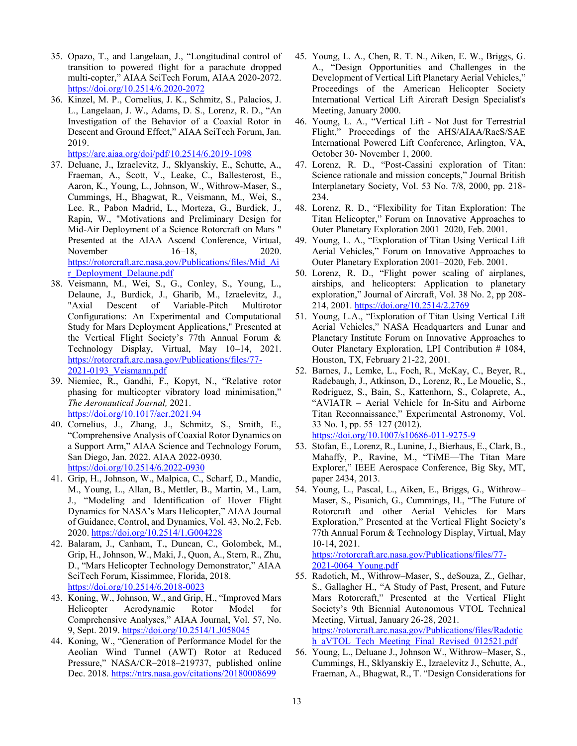35. Opazo, T., and Langelaan, J., "Longitudinal control of transition to powered flight for a parachute dropped multi-copter," AIAA SciTech Forum, AIAA 2020-2072. https://doi.org/10.2514/6.2020-2072
36. Kinzel, M. P., Cornelius, J. K., Schmitz, S., Palacios, J. L., Langelaan, J. W., Adams, D. S., Lorenz, R. D., "An Investigation of the Behavior of a Coaxial Rotor in Descent and Ground Effect," AIAA SciTech Forum, Jan. 2019. https://arc.aiaa.org/doi/pdf/10.2514/6.2019-1098
37. Deluane, J., Izraelevitz, J., Sklyanskiy, E., Schutte, A., Fraeman, A., Scott, V., Leake, C., Ballesterost, E., Aaron, K., Young, L., Johnson, W., Withrow-Maser, S., Cummings, H., Bhagwat, R., Veismann, M., Wei, S., Lee. R., Pabon Madrid, L., Morteza, G., Burdick, J., Rapin, W., "Motivations and Preliminary Design for Mid-Air Deployment of a Science Rotorcraft on Mars " Presented at the AIAA Ascend Conference, Virtual, November 16–18, 2020. https://rotorcraft.arc.nasa.gov/Publications/files/Mid_Air_Deployment_Delaune.pdf
38. Veismann, M., Wei, S., G., Conley, S., Young, L., Delaune, J., Burdick, J., Gharib, M., Izraelevitz, J., "Axial Descent of Variable-Pitch Multirotor Configurations: An Experimental and Computational Study for Mars Deployment Applications," Presented at the Vertical Flight Society's 77th Annual Forum & Technology Display, Virtual, May 10–14, 2021. https://rotorcraft.arc.nasa.gov/Publications/files/77-2021-0193_Veismann.pdf
39. Niemiec, R., Gandhi, F., Kopyt, N., "Relative rotor phasing for multicopter vibratory load minimisation," *The Aeronautical Journal,* 2021. https://doi.org/10.1017/aer.2021.94
40. Cornelius, J., Zhang, J., Schmitz, S., Smith, E., "Comprehensive Analysis of Coaxial Rotor Dynamics on a Support Arm," AIAA Science and Technology Forum, San Diego, Jan. 2022. AIAA 2022-0930. https://doi.org/10.2514/6.2022-0930
41. Grip, H., Johnson, W., Malpica, C., Scharf, D., Mandic, M., Young, L., Allan, B., Mettler, B., Martin, M., Lam, J., "Modeling and Identification of Hover Flight Dynamics for NASA's Mars Helicopter," AIAA Journal of Guidance, Control, and Dynamics, Vol. 43, No.2, Feb. 2020. https://doi.org/10.2514/1.G004228
42. Balaram, J., Canham, T., Duncan, C., Golombek, M., Grip, H., Johnson, W., Maki, J., Quon, A., Stern, R., Zhu, D., "Mars Helicopter Technology Demonstrator," AIAA SciTech Forum, Kissimmee, Florida, 2018. https://doi.org/10.2514/6.2018-0023
43. Koning, W., Johnson, W., and Grip, H., "Improved Mars Helicopter Aerodynamic Rotor Model for Comprehensive Analyses," AIAA Journal, Vol. 57, No. 9, Sept. 2019. https://doi.org/10.2514/1.J058045
44. Koning, W., "Generation of Performance Model for the Aeolian Wind Tunnel (AWT) Rotor at Reduced Pressure," NASA/CR–2018–219737, published online Dec. 2018. https://ntrs.nasa.gov/citations/20180008699
45. Young, L. A., Chen, R. T. N., Aiken, E. W., Briggs, G. A., "Design Opportunities and Challenges in the Development of Vertical Lift Planetary Aerial Vehicles," Proceedings of the American Helicopter Society International Vertical Lift Aircraft Design Specialist's Meeting, January 2000.
46. Young, L. A., "Vertical Lift - Not Just for Terrestrial Flight," Proceedings of the AHS/AIAA/RaeS/SAE International Powered Lift Conference, Arlington, VA, October 30- November 1, 2000.
47. Lorenz, R. D., "Post-Cassini exploration of Titan: Science rationale and mission concepts," Journal British Interplanetary Society, Vol. 53 No. 7/8, 2000, pp. 218-234.
48. Lorenz, R. D., "Flexibility for Titan Exploration: The Titan Helicopter," Forum on Innovative Approaches to Outer Planetary Exploration 2001–2020, Feb. 2001.
49. Young, L. A., "Exploration of Titan Using Vertical Lift Aerial Vehicles," Forum on Innovative Approaches to Outer Planetary Exploration 2001–2020, Feb. 2001.
50. Lorenz, R. D., "Flight power scaling of airplanes, airships, and helicopters: Application to planetary exploration," Journal of Aircraft, Vol. 38 No. 2, pp 208-214, 2001. https://doi.org/10.2514/2.2769
51. Young, L.A., "Exploration of Titan Using Vertical Lift Aerial Vehicles," NASA Headquarters and Lunar and Planetary Institute Forum on Innovative Approaches to Outer Planetary Exploration, LPI Contribution # 1084, Houston, TX, February 21-22, 2001.
52. Barnes, J., Lemke, L., Foch, R., McKay, C., Beyer, R., Radebaugh, J., Atkinson, D., Lorenz, R., Le Mouelic, S., Rodriguez, S., Bain, S., Kattenhorn, S., Colaprete, A., "AVIATR – Aerial Vehicle for In-Situ and Airborne Titan Reconnaissance," Experimental Astronomy, Vol. 33 No. 1, pp. 55–127 (2012). https://doi.org/10.1007/s10686-011-9275-9
53. Stofan, E., Lorenz, R., Lunine, J., Bierhaus, E., Clark, B., Mahaffy, P., Ravine, M., "TiME—The Titan Mare Explorer," IEEE Aerospace Conference, Big Sky, MT, paper 2434, 2013.
54. Young, L., Pascal, L., Aiken, E., Briggs, G., Withrow–Maser, S., Pisanich, G., Cummings, H., "The Future of Rotorcraft and other Aerial Vehicles for Mars Exploration," Presented at the Vertical Flight Society's 77th Annual Forum & Technology Display, Virtual, May 10-14, 2021. https://rotorcraft.arc.nasa.gov/Publications/files/77-2021-0064_Young.pdf
55. Radotich, M., Withrow–Maser, S., deSouza, Z., Gelhar, S., Gallagher H., "A Study of Past, Present, and Future Mars Rotorcraft," Presented at the Vertical Flight Society's 9th Biennial Autonomous VTOL Technical Meeting, Virtual, January 26-28, 2021. https://rotorcraft.arc.nasa.gov/Publications/files/Radotich_aVTOL_Tech_Meeting_Final_Revised_012521.pdf
56. Young, L., Deluane J., Johnson W., Withrow–Maser, S., Cummings, H., Sklyanskiy E., Izraelevitz J., Schutte, A., Fraeman, A., Bhagwat, R., T. "Design Considerations for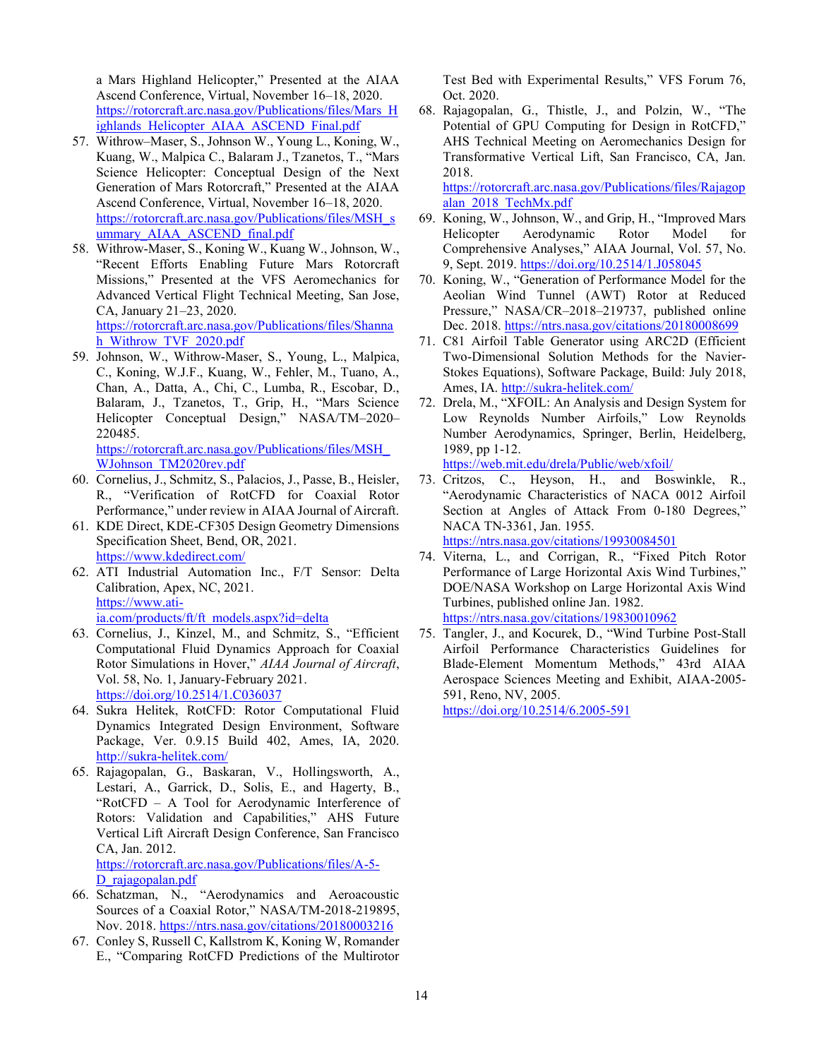a Mars Highland Helicopter," Presented at the AIAA Ascend Conference, Virtual, November 16–18, 2020. https://rotorcraft.arc.nasa.gov/Publications/files/Mars_Highlands_Helicopter_AIAA_ASCEND_Final.pdf

57. Withrow–Maser, S., Johnson W., Young L., Koning, W., Kuang, W., Malpica C., Balaram J., Tzanetos, T., "Mars Science Helicopter: Conceptual Design of the Next Generation of Mars Rotorcraft," Presented at the AIAA Ascend Conference, Virtual, November 16–18, 2020. https://rotorcraft.arc.nasa.gov/Publications/files/MSH_summary_AIAA_ASCEND_final.pdf
58. Withrow-Maser, S., Koning W., Kuang W., Johnson, W., "Recent Efforts Enabling Future Mars Rotorcraft Missions," Presented at the VFS Aeromechanics for Advanced Vertical Flight Technical Meeting, San Jose, CA, January 21–23, 2020. https://rotorcraft.arc.nasa.gov/Publications/files/Shannah_Withrow_TVF_2020.pdf
59. Johnson, W., Withrow-Maser, S., Young, L., Malpica, C., Koning, W.J.F., Kuang, W., Fehler, M., Tuano, A., Chan, A., Datta, A., Chi, C., Lumba, R., Escobar, D., Balaram, J., Tzanetos, T., Grip, H., "Mars Science Helicopter Conceptual Design," NASA/TM–2020–220485. https://rotorcraft.arc.nasa.gov/Publications/files/MSH_WJohnson_TM2020rev.pdf
60. Cornelius, J., Schmitz, S., Palacios, J., Passe, B., Heisler, R., "Verification of RotCFD for Coaxial Rotor Performance," under review in AIAA Journal of Aircraft.
61. KDE Direct, KDE-CF305 Design Geometry Dimensions Specification Sheet, Bend, OR, 2021. https://www.kdedirect.com/
62. ATI Industrial Automation Inc., F/T Sensor: Delta Calibration, Apex, NC, 2021. https://www.ati-ia.com/products/ft/ft_models.aspx?id=delta
63. Cornelius, J., Kinzel, M., and Schmitz, S., "Efficient Computational Fluid Dynamics Approach for Coaxial Rotor Simulations in Hover," *AIAA Journal of Aircraft*, Vol. 58, No. 1, January-February 2021. https://doi.org/10.2514/1.C036037
64. Sukra Helitek, RotCFD: Rotor Computational Fluid Dynamics Integrated Design Environment, Software Package, Ver. 0.9.15 Build 402, Ames, IA, 2020. http://sukra-helitek.com/
65. Rajagopalan, G., Baskaran, V., Hollingsworth, A., Lestari, A., Garrick, D., Solis, E., and Hagerty, B., "RotCFD – A Tool for Aerodynamic Interference of Rotors: Validation and Capabilities," AHS Future Vertical Lift Aircraft Design Conference, San Francisco CA, Jan. 2012. https://rotorcraft.arc.nasa.gov/Publications/files/A-5-D_rajagopalan.pdf
66. Schatzman, N., "Aerodynamics and Aeroacoustic Sources of a Coaxial Rotor," NASA/TM-2018-219895, Nov. 2018. https://ntrs.nasa.gov/citations/20180003216
67. Conley S, Russell C, Kallstrom K, Koning W, Romander E., "Comparing RotCFD Predictions of the Multirotor Test Bed with Experimental Results," VFS Forum 76, Oct. 2020.
68. Rajagopalan, G., Thistle, J., and Polzin, W., "The Potential of GPU Computing for Design in RotCFD," AHS Technical Meeting on Aeromechanics Design for Transformative Vertical Lift, San Francisco, CA, Jan. 2018. https://rotorcraft.arc.nasa.gov/Publications/files/Rajagopalan_2018_TechMx.pdf
69. Koning, W., Johnson, W., and Grip, H., "Improved Mars Helicopter Aerodynamic Rotor Model for Comprehensive Analyses," AIAA Journal, Vol. 57, No. 9, Sept. 2019. https://doi.org/10.2514/1.J058045
70. Koning, W., "Generation of Performance Model for the Aeolian Wind Tunnel (AWT) Rotor at Reduced Pressure," NASA/CR–2018–219737, published online Dec. 2018. https://ntrs.nasa.gov/citations/20180008699
71. C81 Airfoil Table Generator using ARC2D (Efficient Two-Dimensional Solution Methods for the Navier-Stokes Equations), Software Package, Build: July 2018, Ames, IA. http://sukra-helitek.com/
72. Drela, M., "XFOIL: An Analysis and Design System for Low Reynolds Number Airfoils," Low Reynolds Number Aerodynamics, Springer, Berlin, Heidelberg, 1989, pp 1-12. https://web.mit.edu/drela/Public/web/xfoil/
73. Critzos, C., Heyson, H., and Boswinkle, R., "Aerodynamic Characteristics of NACA 0012 Airfoil Section at Angles of Attack From 0-180 Degrees," NACA TN-3361, Jan. 1955. https://ntrs.nasa.gov/citations/19930084501
74. Viterna, L., and Corrigan, R., "Fixed Pitch Rotor Performance of Large Horizontal Axis Wind Turbines," DOE/NASA Workshop on Large Horizontal Axis Wind Turbines, published online Jan. 1982. https://ntrs.nasa.gov/citations/19830010962
75. Tangler, J., and Kocurek, D., "Wind Turbine Post-Stall Airfoil Performance Characteristics Guidelines for Blade-Element Momentum Methods," 43rd AIAA Aerospace Sciences Meeting and Exhibit, AIAA-2005-591, Reno, NV, 2005. https://doi.org/10.2514/6.2005-591